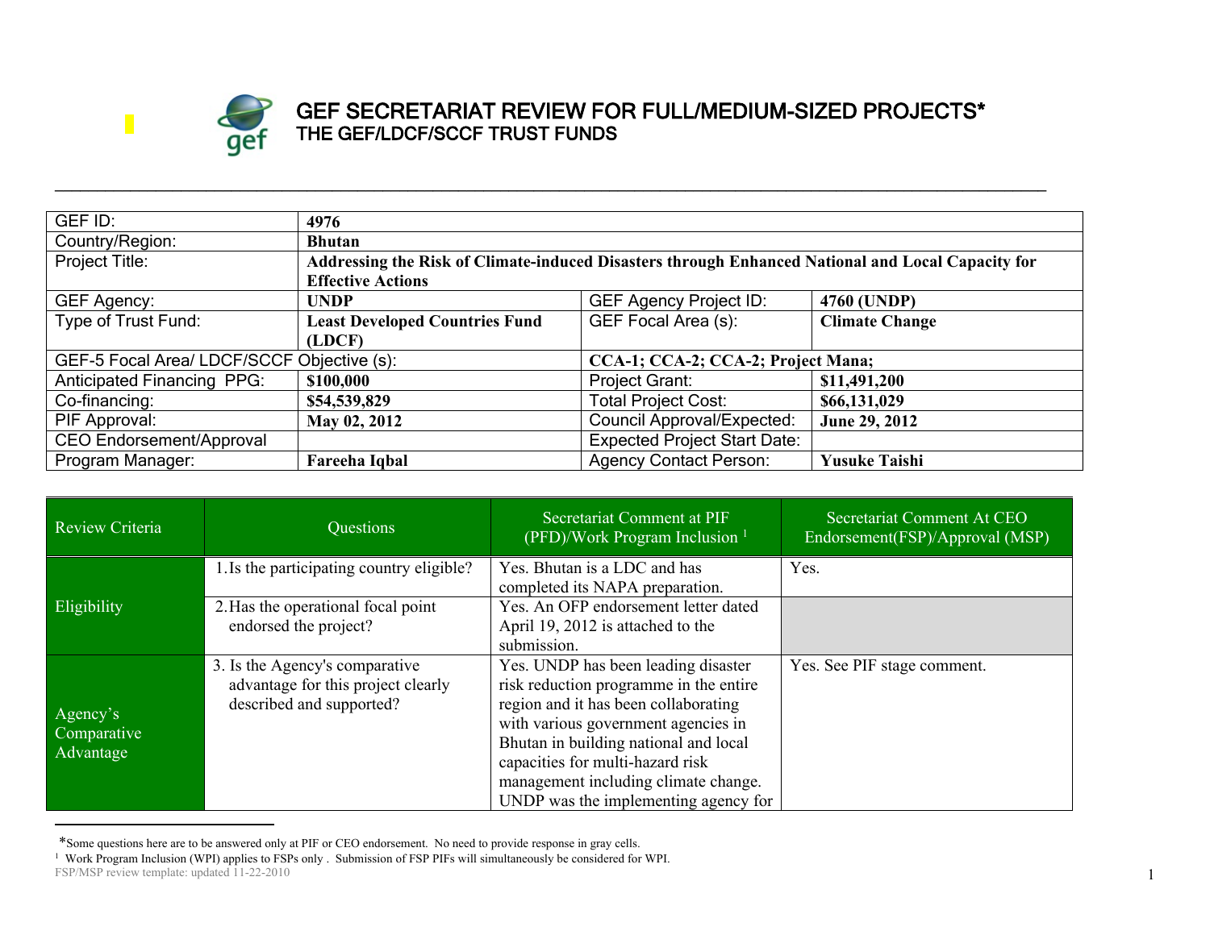# GEF SECRETARIAT REVIEW FOR FULL/MEDIUM-SIZED PROJECTS*
## THE GEF/LDCF/SCCF TRUST FUNDS

| GEF ID: | 4976 | | |
|---|---|---|---|
| Country/Region: | Bhutan | | |
| Project Title: | Addressing the Risk of Climate-induced Disasters through Enhanced National and Local Capacity for Effective Actions | | |
| GEF Agency: | UNDP | GEF Agency Project ID: | 4760 (UNDP) |
| Type of Trust Fund: | Least Developed Countries Fund (LDCF) | GEF Focal Area (s): | Climate Change |
| GEF-5 Focal Area/ LDCF/SCCF Objective (s): | | CCA-1; CCA-2; CCA-2; Project Mana; | |
| Anticipated Financing PPG: | $100,000 | Project Grant: | $11,491,200 |
| Co-financing: | $54,539,829 | Total Project Cost: | $66,131,029 |
| PIF Approval: | May 02, 2012 | Council Approval/Expected: | June 29, 2012 |
| CEO Endorsement/Approval | | Expected Project Start Date: | |
| Program Manager: | Fareeha Iqbal | Agency Contact Person: | Yusuke Taishi |

| Review Criteria | Questions | Secretariat Comment at PIF (PFD)/Work Program Inclusion [1] | Secretariat Comment At CEO Endorsement(FSP)/Approval (MSP) |
|---|---|---|---|
| Eligibility | 1. Is the participating country eligible? | Yes. Bhutan is a LDC and has completed its NAPA preparation. | Yes. |
| | 2. Has the operational focal point endorsed the project? | Yes. An OFP endorsement letter dated April 19, 2012 is attached to the submission. | |
| Agency's Comparative Advantage | 3. Is the Agency's comparative advantage for this project clearly described and supported? | Yes. UNDP has been leading disaster risk reduction programme in the entire region and it has been collaborating with various government agencies in Bhutan in building national and local capacities for multi-hazard risk management including climate change. UNDP was the implementing agency for | Yes. See PIF stage comment. |

*Some questions here are to be answered only at PIF or CEO endorsement. No need to provide response in gray cells.

[1] Work Program Inclusion (WPI) applies to FSPs only . Submission of FSP PIFs will simultaneously be considered for WPI.

FSP/MSP review template: updated 11-22-2010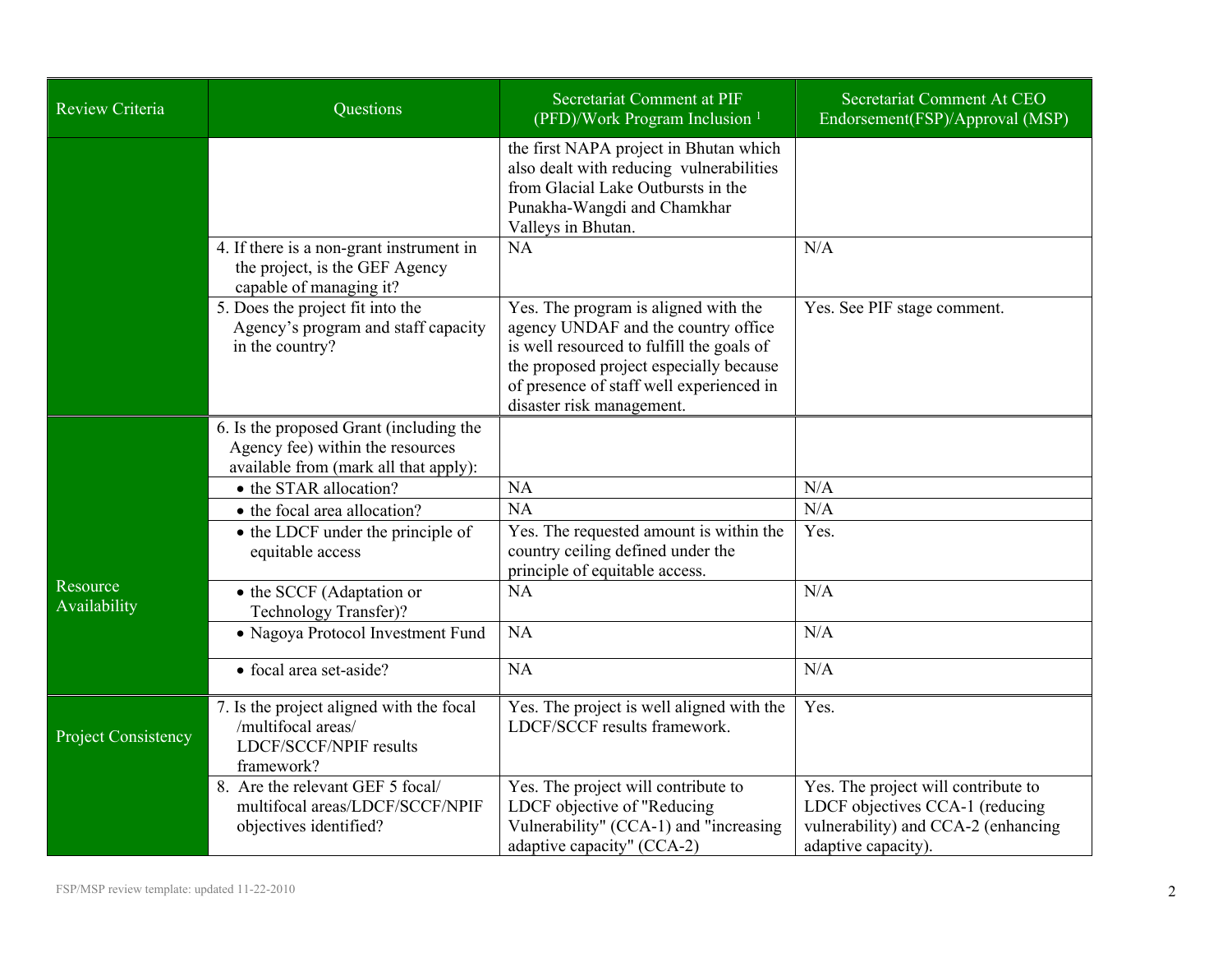| Review Criteria | Questions | Secretariat Comment at PIF (PFD)/Work Program Inclusion [1] | Secretariat Comment At CEO Endorsement(FSP)/Approval (MSP) |
|---|---|---|---|
| | | the first NAPA project in Bhutan which also dealt with reducing vulnerabilities from Glacial Lake Outbursts in the Punakha-Wangdi and Chamkhar Valleys in Bhutan. | |
| | 4. If there is a non-grant instrument in the project, is the GEF Agency capable of managing it? | NA | N/A |
| | 5. Does the project fit into the Agency's program and staff capacity in the country? | Yes. The program is aligned with the agency UNDAF and the country office is well resourced to fulfill the goals of the proposed project especially because of presence of staff well experienced in disaster risk management. | Yes. See PIF stage comment. |
| Resource Availability | 6. Is the proposed Grant (including the Agency fee) within the resources available from (mark all that apply): | | |
| | • the STAR allocation? | NA | N/A |
| | • the focal area allocation? | NA | N/A |
| | • the LDCF under the principle of equitable access | Yes. The requested amount is within the country ceiling defined under the principle of equitable access. | Yes. |
| | • the SCCF (Adaptation or Technology Transfer)? | NA | N/A |
| | • Nagoya Protocol Investment Fund | NA | N/A |
| | • focal area set-aside? | NA | N/A |
| Project Consistency | 7. Is the project aligned with the focal /multifocal areas/ LDCF/SCCF/NPIF results framework? | Yes. The project is well aligned with the LDCF/SCCF results framework. | Yes. |
| | 8. Are the relevant GEF 5 focal/ multifocal areas/LDCF/SCCF/NPIF objectives identified? | Yes. The project will contribute to LDCF objective of "Reducing Vulnerability" (CCA-1) and "increasing adaptive capacity" (CCA-2) | Yes. The project will contribute to LDCF objectives CCA-1 (reducing vulnerability) and CCA-2 (enhancing adaptive capacity). |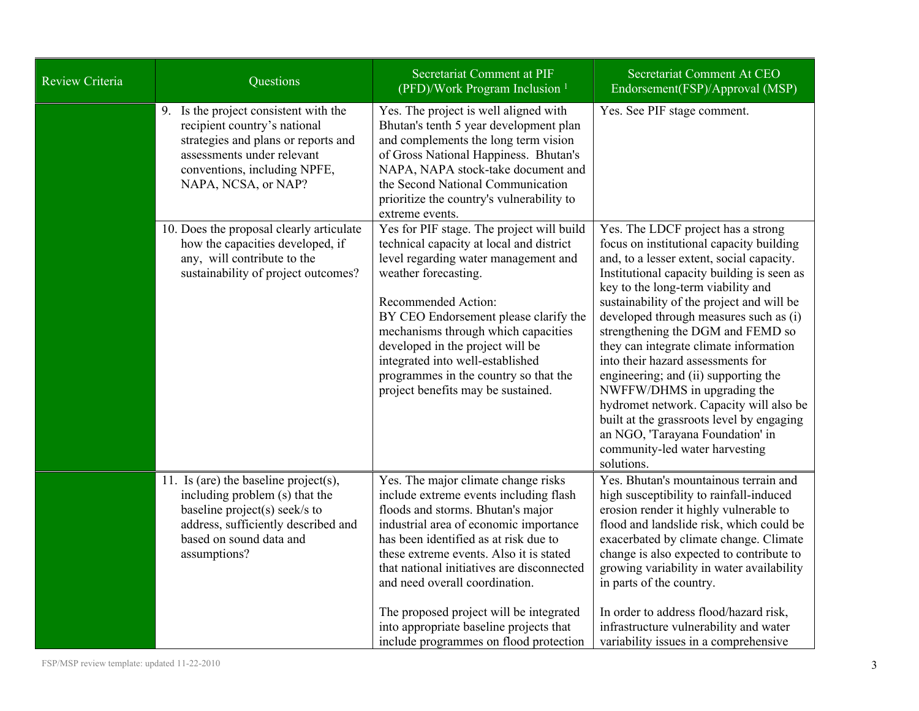| Review Criteria | Questions | Secretariat Comment at PIF (PFD)/Work Program Inclusion [1] | Secretariat Comment At CEO Endorsement(FSP)/Approval (MSP) |
|---|---|---|---|
| | 9. Is the project consistent with the recipient country's national strategies and plans or reports and assessments under relevant conventions, including NPFE, NAPA, NCSA, or NAP? | Yes. The project is well aligned with Bhutan's tenth 5 year development plan and complements the long term vision of Gross National Happiness. Bhutan's NAPA, NAPA stock-take document and the Second National Communication prioritize the country's vulnerability to extreme events. | Yes. See PIF stage comment. |
| | 10. Does the proposal clearly articulate how the capacities developed, if any, will contribute to the sustainability of project outcomes? | Yes for PIF stage. The project will build technical capacity at local and district level regarding water management and weather forecasting.<br><br>Recommended Action:<br>BY CEO Endorsement please clarify the mechanisms through which capacities developed in the project will be integrated into well-established programmes in the country so that the project benefits may be sustained. | Yes. The LDCF project has a strong focus on institutional capacity building and, to a lesser extent, social capacity. Institutional capacity building is seen as key to the long-term viability and sustainability of the project and will be developed through measures such as (i) strengthening the DGM and FEMD so they can integrate climate information into their hazard assessments for engineering; and (ii) supporting the NWFFW/DHMS in upgrading the hydromet network. Capacity will also be built at the grassroots level by engaging an NGO, 'Tarayana Foundation' in community-led water harvesting solutions. |
| | 11. Is (are) the baseline project(s), including problem (s) that the baseline project(s) seek/s to address, sufficiently described and based on sound data and assumptions? | Yes. The major climate change risks include extreme events including flash floods and storms. Bhutan's major industrial area of economic importance has been identified as at risk due to these extreme events. Also it is stated that national initiatives are disconnected and need overall coordination.<br><br>The proposed project will be integrated into appropriate baseline projects that include programmes on flood protection | Yes. Bhutan's mountainous terrain and high susceptibility to rainfall-induced erosion render it highly vulnerable to flood and landslide risk, which could be exacerbated by climate change. Climate change is also expected to contribute to growing variability in water availability in parts of the country.<br><br>In order to address flood/hazard risk, infrastructure vulnerability and water variability issues in a comprehensive |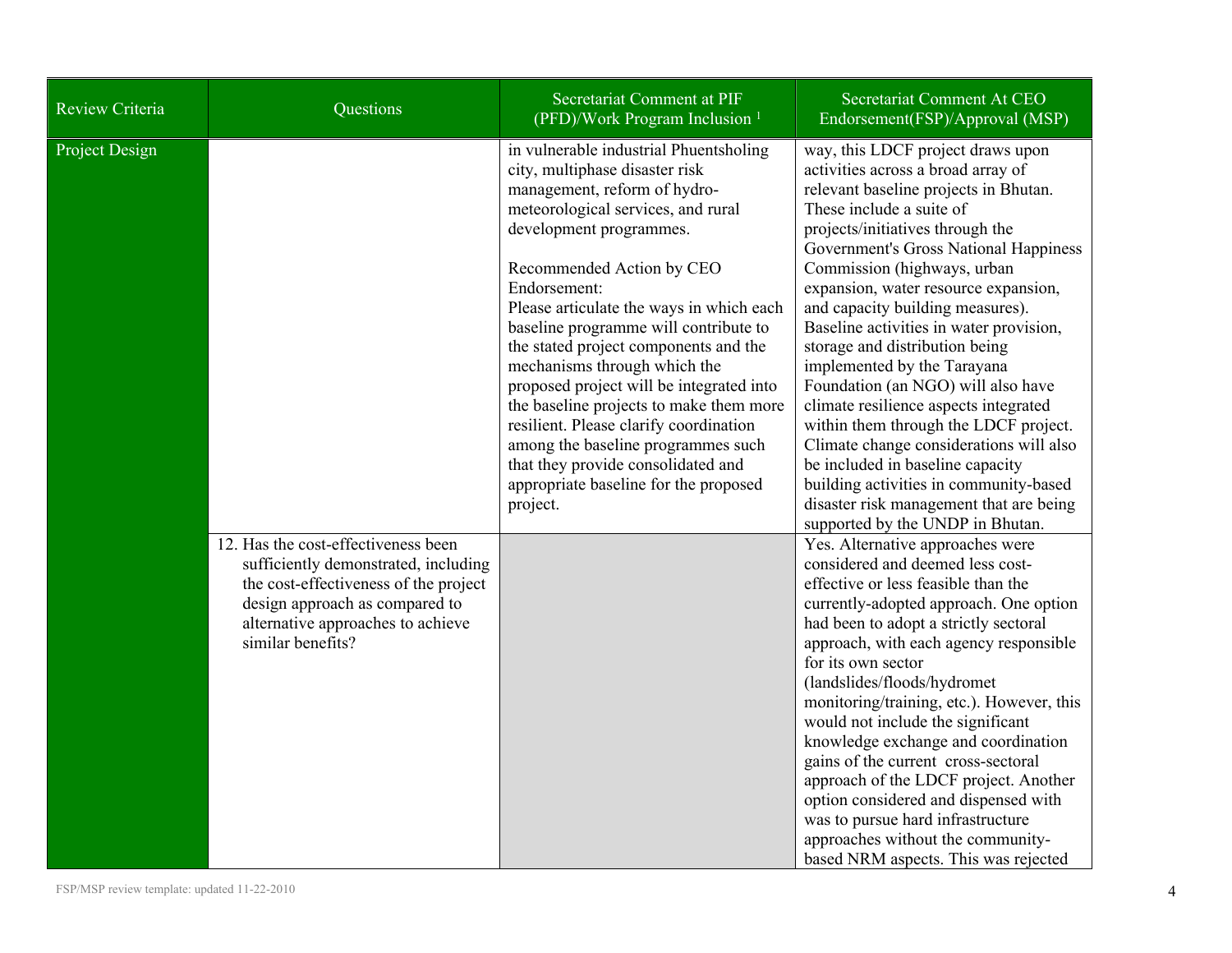| Review Criteria | Questions | Secretariat Comment at PIF (PFD)/Work Program Inclusion [1] | Secretariat Comment At CEO Endorsement(FSP)/Approval (MSP) |
| --- | --- | --- | --- |
| Project Design | | in vulnerable industrial Phuentsholing city, multiphase disaster risk management, reform of hydro-meteorological services, and rural development programmes.<br><br>Recommended Action by CEO Endorsement:<br>Please articulate the ways in which each baseline programme will contribute to the stated project components and the mechanisms through which the proposed project will be integrated into the baseline projects to make them more resilient. Please clarify coordination among the baseline programmes such that they provide consolidated and appropriate baseline for the proposed project. | way, this LDCF project draws upon activities across a broad array of relevant baseline projects in Bhutan. These include a suite of projects/initiatives through the Government's Gross National Happiness Commission (highways, urban expansion, water resource expansion, and capacity building measures). Baseline activities in water provision, storage and distribution being implemented by the Tarayana Foundation (an NGO) will also have climate resilience aspects integrated within them through the LDCF project. Climate change considerations will also be included in baseline capacity building activities in community-based disaster risk management that are being supported by the UNDP in Bhutan. |
| | 12. Has the cost-effectiveness been sufficiently demonstrated, including the cost-effectiveness of the project design approach as compared to alternative approaches to achieve similar benefits? | | Yes. Alternative approaches were considered and deemed less cost-effective or less feasible than the currently-adopted approach. One option had been to adopt a strictly sectoral approach, with each agency responsible for its own sector (landslides/floods/hydromet monitoring/training, etc.). However, this would not include the significant knowledge exchange and coordination gains of the current cross-sectoral approach of the LDCF project. Another option considered and dispensed with was to pursue hard infrastructure approaches without the community-based NRM aspects. This was rejected |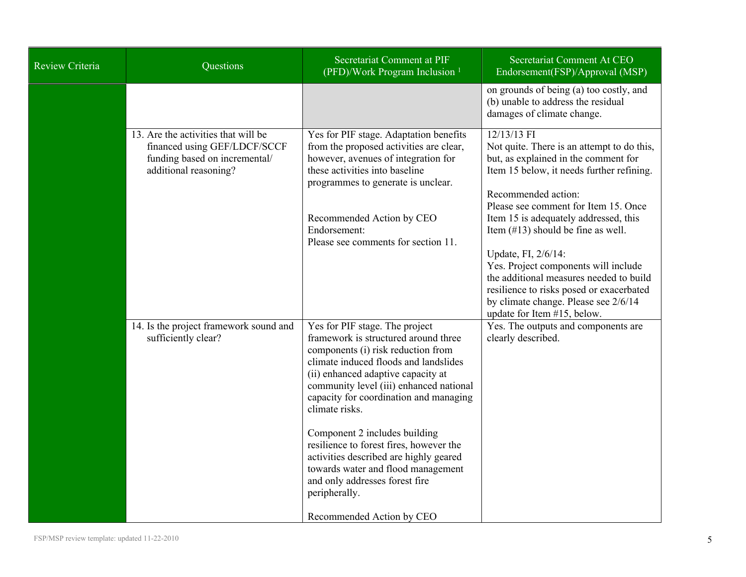| Review Criteria | Questions | Secretariat Comment at PIF (PFD)/Work Program Inclusion [1] | Secretariat Comment At CEO Endorsement(FSP)/Approval (MSP) |
|---|---|---|---|
| | | | on grounds of being (a) too costly, and (b) unable to address the residual damages of climate change. |
| | 13. Are the activities that will be financed using GEF/LDCF/SCCF funding based on incremental/ additional reasoning? | Yes for PIF stage. Adaptation benefits from the proposed activities are clear, however, avenues of integration for these activities into baseline programmes to generate is unclear.<br><br>Recommended Action by CEO Endorsement:<br>Please see comments for section 11. | 12/13/13 FI<br>Not quite. There is an attempt to do this, but, as explained in the comment for Item 15 below, it needs further refining.<br><br>Recommended action:<br>Please see comment for Item 15. Once Item 15 is adequately addressed, this Item (#13) should be fine as well.<br><br>Update, FI, 2/6/14:<br>Yes. Project components will include the additional measures needed to build resilience to risks posed or exacerbated by climate change. Please see 2/6/14 update for Item #15, below. |
| | 14. Is the project framework sound and sufficiently clear? | Yes for PIF stage. The project framework is structured around three components (i) risk reduction from climate induced floods and landslides (ii) enhanced adaptive capacity at community level (iii) enhanced national capacity for coordination and managing climate risks.<br><br>Component 2 includes building resilience to forest fires, however the activities described are highly geared towards water and flood management and only addresses forest fire peripherally.<br><br>Recommended Action by CEO | Yes. The outputs and components are clearly described. |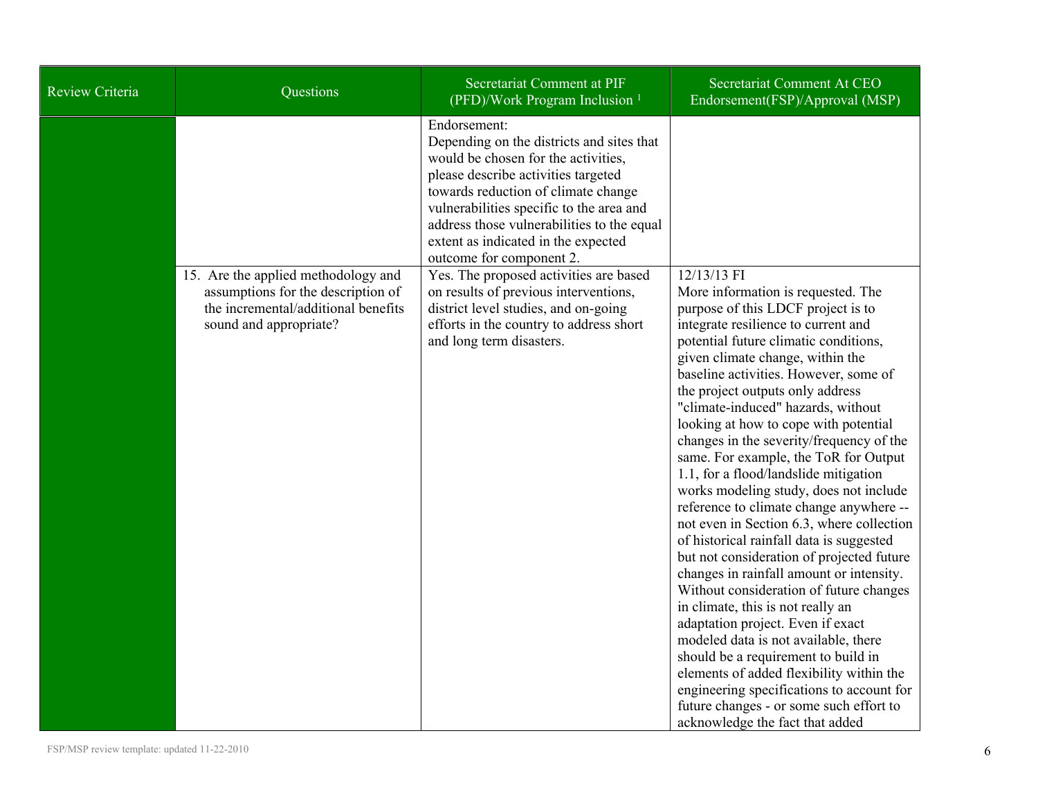| Review Criteria | Questions | Secretariat Comment at PIF (PFD)/Work Program Inclusion [1] | Secretariat Comment At CEO Endorsement(FSP)/Approval (MSP) |
|---|---|---|---|
| | | Endorsement:<br>Depending on the districts and sites that would be chosen for the activities, please describe activities targeted towards reduction of climate change vulnerabilities specific to the area and address those vulnerabilities to the equal extent as indicated in the expected outcome for component 2. | |
| | 15. Are the applied methodology and assumptions for the description of the incremental/additional benefits sound and appropriate? | Yes. The proposed activities are based on results of previous interventions, district level studies, and on-going efforts in the country to address short and long term disasters. | 12/13/13 FI<br>More information is requested. The purpose of this LDCF project is to integrate resilience to current and potential future climatic conditions, given climate change, within the baseline activities. However, some of the project outputs only address "climate-induced" hazards, without looking at how to cope with potential changes in the severity/frequency of the same. For example, the ToR for Output 1.1, for a flood/landslide mitigation works modeling study, does not include reference to climate change anywhere -- not even in Section 6.3, where collection of historical rainfall data is suggested but not consideration of projected future changes in rainfall amount or intensity. Without consideration of future changes in climate, this is not really an adaptation project. Even if exact modeled data is not available, there should be a requirement to build in elements of added flexibility within the engineering specifications to account for future changes - or some such effort to acknowledge the fact that added |

FSP/MSP review template: updated 11-22-2010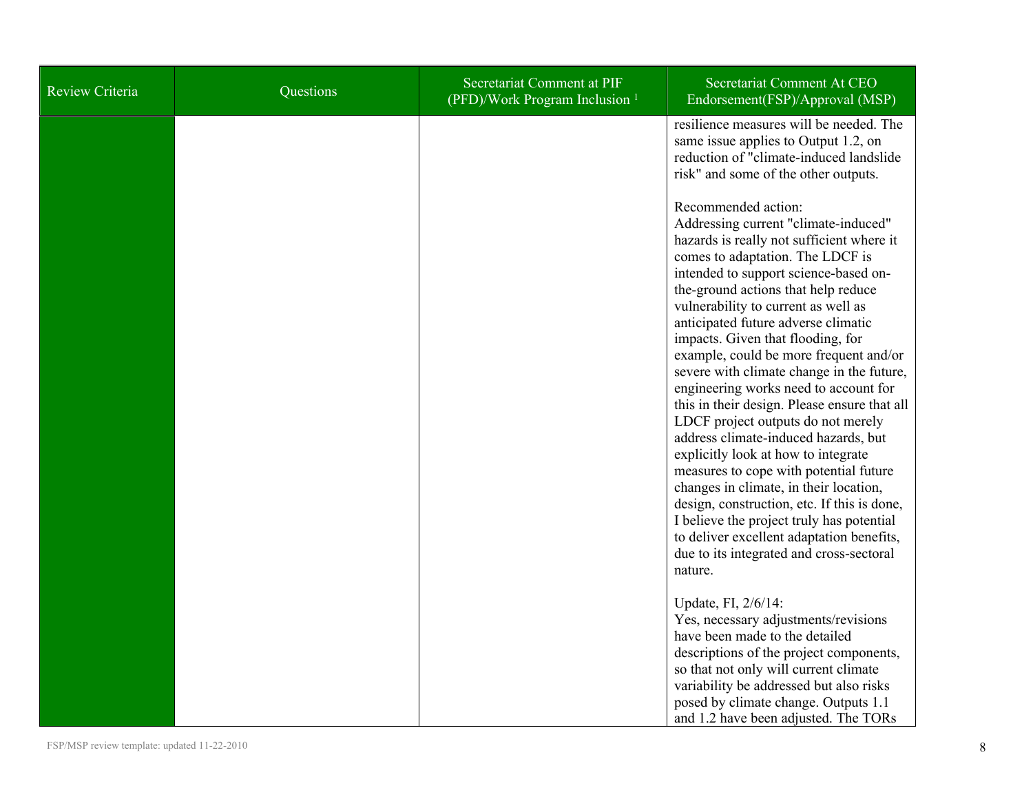| Review Criteria | Questions | Secretariat Comment at PIF (PFD)/Work Program Inclusion [1] | Secretariat Comment At CEO Endorsement(FSP)/Approval (MSP) |
|---|---|---|---|
| | | | resilience measures will be needed. The same issue applies to Output 1.2, on reduction of "climate-induced landslide risk" and some of the other outputs.<br><br>Recommended action:<br>Addressing current "climate-induced" hazards is really not sufficient where it comes to adaptation. The LDCF is intended to support science-based on-the-ground actions that help reduce vulnerability to current as well as anticipated future adverse climatic impacts. Given that flooding, for example, could be more frequent and/or severe with climate change in the future, engineering works need to account for this in their design. Please ensure that all LDCF project outputs do not merely address climate-induced hazards, but explicitly look at how to integrate measures to cope with potential future changes in climate, in their location, design, construction, etc. If this is done, I believe the project truly has potential to deliver excellent adaptation benefits, due to its integrated and cross-sectoral nature.<br><br>Update, FI, 2/6/14:<br>Yes, necessary adjustments/revisions have been made to the detailed descriptions of the project components, so that not only will current climate variability be addressed but also risks posed by climate change. Outputs 1.1 and 1.2 have been adjusted. The TORs |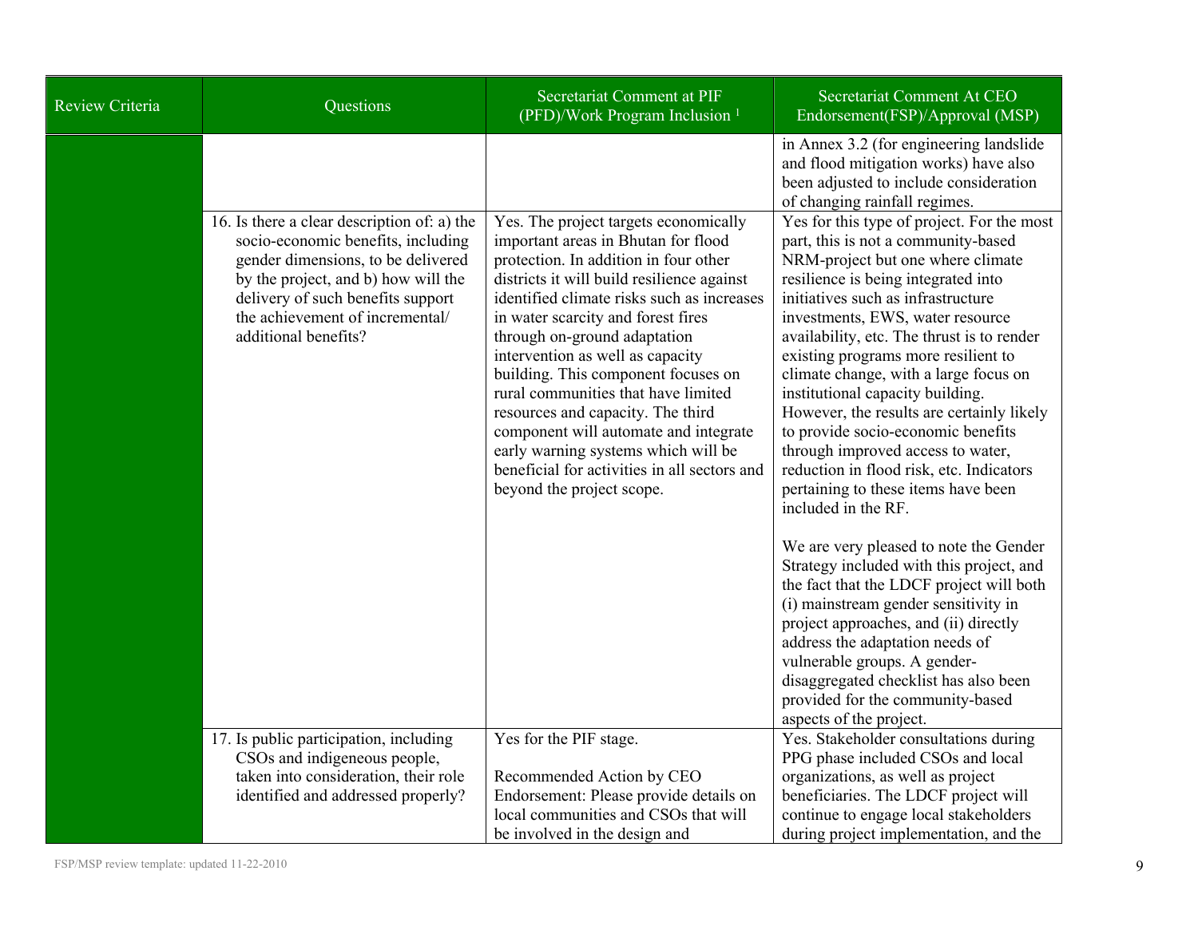| Review Criteria | Questions | Secretariat Comment at PIF (PFD)/Work Program Inclusion [1] | Secretariat Comment At CEO Endorsement(FSP)/Approval (MSP) |
|---|---|---|---|
| | | | in Annex 3.2 (for engineering landslide and flood mitigation works) have also been adjusted to include consideration of changing rainfall regimes. |
| | 16. Is there a clear description of: a) the socio-economic benefits, including gender dimensions, to be delivered by the project, and b) how will the delivery of such benefits support the achievement of incremental/ additional benefits? | Yes. The project targets economically important areas in Bhutan for flood protection. In addition in four other districts it will build resilience against identified climate risks such as increases in water scarcity and forest fires through on-ground adaptation intervention as well as capacity building. This component focuses on rural communities that have limited resources and capacity. The third component will automate and integrate early warning systems which will be beneficial for activities in all sectors and beyond the project scope. | Yes for this type of project. For the most part, this is not a community-based NRM-project but one where climate resilience is being integrated into initiatives such as infrastructure investments, EWS, water resource availability, etc. The thrust is to render existing programs more resilient to climate change, with a large focus on institutional capacity building. However, the results are certainly likely to provide socio-economic benefits through improved access to water, reduction in flood risk, etc. Indicators pertaining to these items have been included in the RF.<br><br>We are very pleased to note the Gender Strategy included with this project, and the fact that the LDCF project will both (i) mainstream gender sensitivity in project approaches, and (ii) directly address the adaptation needs of vulnerable groups. A gender-disaggregated checklist has also been provided for the community-based aspects of the project. |
| | 17. Is public participation, including CSOs and indigeneous people, taken into consideration, their role identified and addressed properly? | Yes for the PIF stage.<br><br>Recommended Action by CEO Endorsement: Please provide details on local communities and CSOs that will be involved in the design and | Yes. Stakeholder consultations during PPG phase included CSOs and local organizations, as well as project beneficiaries. The LDCF project will continue to engage local stakeholders during project implementation, and the |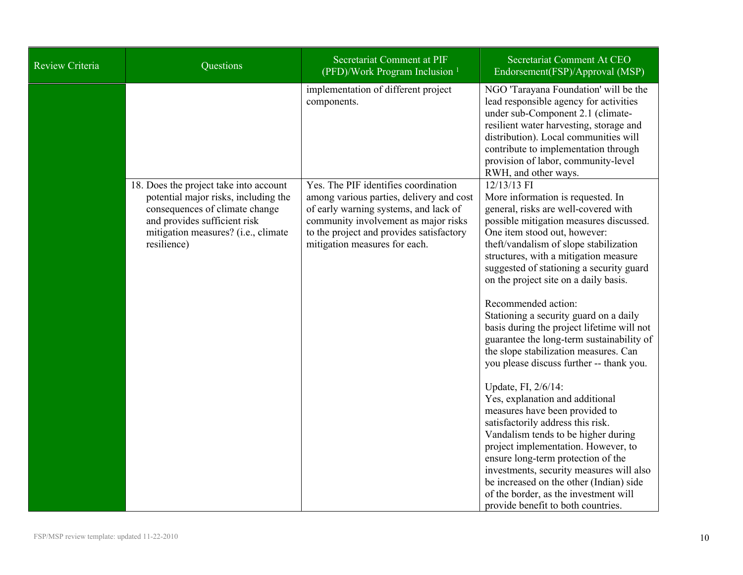| Review Criteria | Questions | Secretariat Comment at PIF (PFD)/Work Program Inclusion [1] | Secretariat Comment At CEO Endorsement(FSP)/Approval (MSP) |
|---|---|---|---|
| | | implementation of different project components. | NGO 'Tarayana Foundation' will be the lead responsible agency for activities under sub-Component 2.1 (climate-resilient water harvesting, storage and distribution). Local communities will contribute to implementation through provision of labor, community-level RWH, and other ways. |
| | 18. Does the project take into account potential major risks, including the consequences of climate change and provides sufficient risk mitigation measures? (i.e., climate resilience) | Yes. The PIF identifies coordination among various parties, delivery and cost of early warning systems, and lack of community involvement as major risks to the project and provides satisfactory mitigation measures for each. | 12/13/13 FI<br>More information is requested. In general, risks are well-covered with possible mitigation measures discussed. One item stood out, however: theft/vandalism of slope stabilization structures, with a mitigation measure suggested of stationing a security guard on the project site on a daily basis.<br><br>Recommended action:<br>Stationing a security guard on a daily basis during the project lifetime will not guarantee the long-term sustainability of the slope stabilization measures. Can you please discuss further -- thank you.<br><br>Update, FI, 2/6/14:<br>Yes, explanation and additional measures have been provided to satisfactorily address this risk. Vandalism tends to be higher during project implementation. However, to ensure long-term protection of the investments, security measures will also be increased on the other (Indian) side of the border, as the investment will provide benefit to both countries. |

FSP/MSP review template: updated 11-22-2010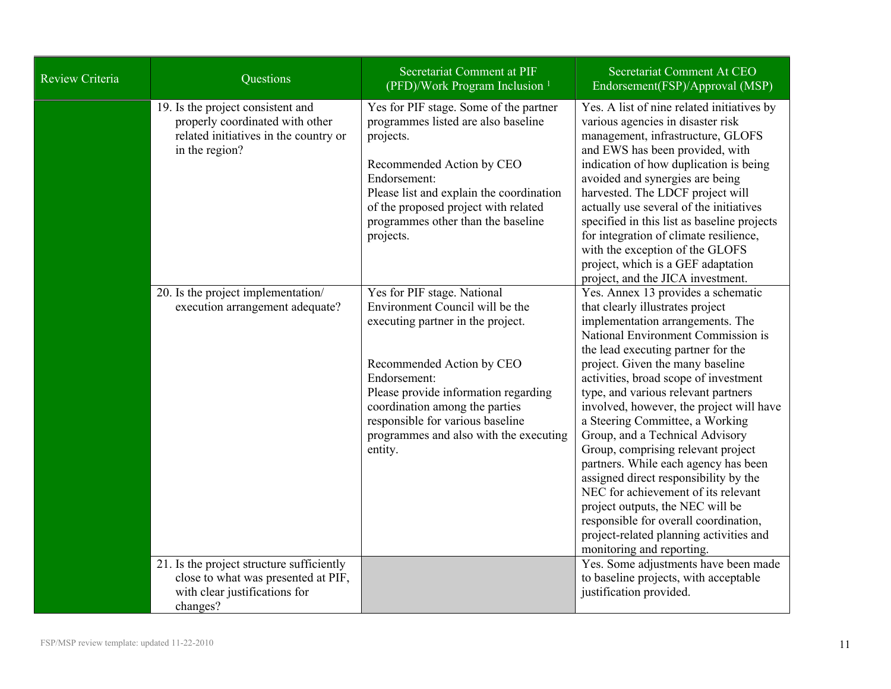| Review Criteria | Questions | Secretariat Comment at PIF (PFD)/Work Program Inclusion [1] | Secretariat Comment At CEO Endorsement(FSP)/Approval (MSP) |
|---|---|---|---|
| | 19. Is the project consistent and properly coordinated with other related initiatives in the country or in the region? | Yes for PIF stage. Some of the partner programmes listed are also baseline projects.<br><br>Recommended Action by CEO Endorsement:<br>Please list and explain the coordination of the proposed project with related programmes other than the baseline projects. | Yes. A list of nine related initiatives by various agencies in disaster risk management, infrastructure, GLOFS and EWS has been provided, with indication of how duplication is being avoided and synergies are being harvested. The LDCF project will actually use several of the initiatives specified in this list as baseline projects for integration of climate resilience, with the exception of the GLOFS project, which is a GEF adaptation project, and the JICA investment. |
| | 20. Is the project implementation/ execution arrangement adequate? | Yes for PIF stage. National Environment Council will be the executing partner in the project.<br><br>Recommended Action by CEO Endorsement:<br>Please provide information regarding coordination among the parties responsible for various baseline programmes and also with the executing entity. | Yes. Annex 13 provides a schematic that clearly illustrates project implementation arrangements. The National Environment Commission is the lead executing partner for the project. Given the many baseline activities, broad scope of investment type, and various relevant partners involved, however, the project will have a Steering Committee, a Working Group, and a Technical Advisory Group, comprising relevant project partners. While each agency has been assigned direct responsibility by the NEC for achievement of its relevant project outputs, the NEC will be responsible for overall coordination, project-related planning activities and monitoring and reporting. |
| | 21. Is the project structure sufficiently close to what was presented at PIF, with clear justifications for changes? | | Yes. Some adjustments have been made to baseline projects, with acceptable justification provided. |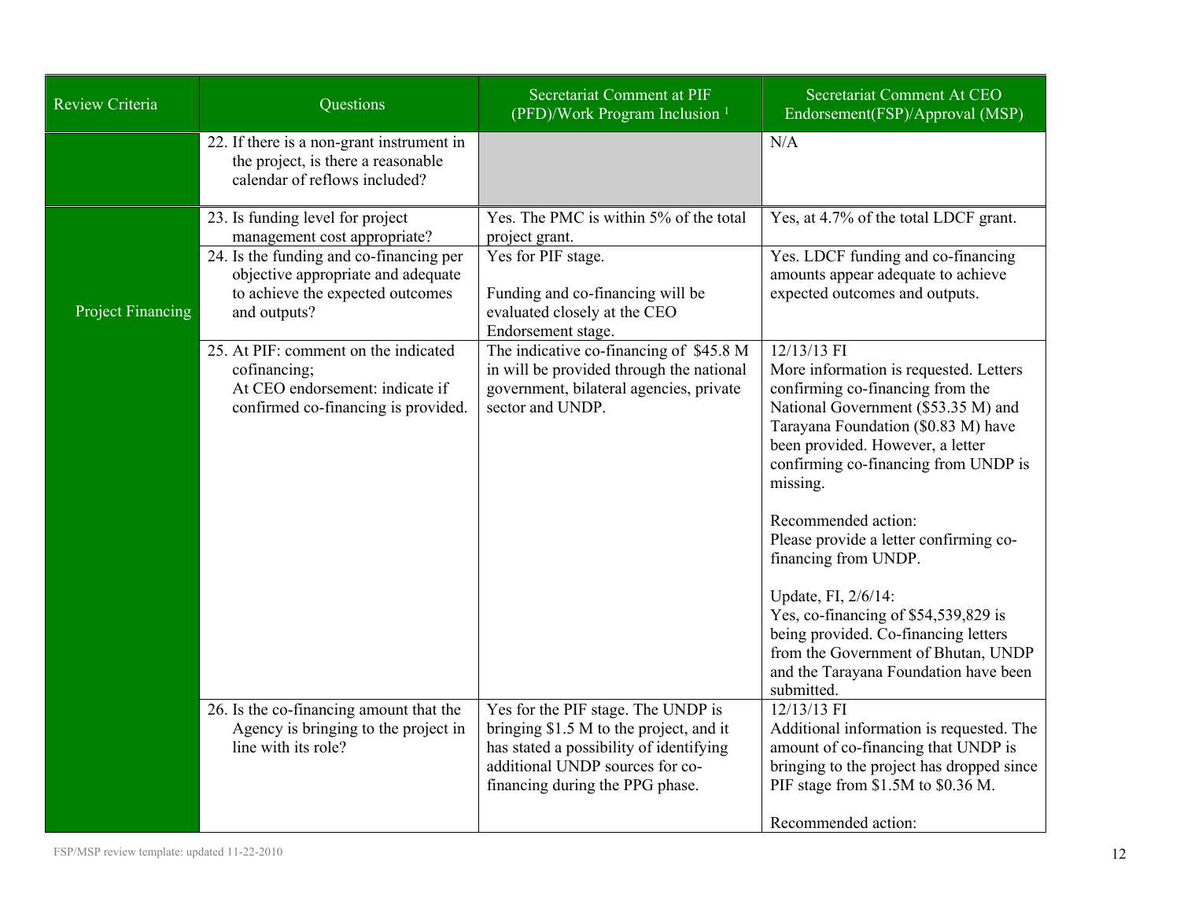| Review Criteria | Questions | Secretariat Comment at PIF (PFD)/Work Program Inclusion [1] | Secretariat Comment At CEO Endorsement(FSP)/Approval (MSP) |
| --- | --- | --- | --- |
| | 22. If there is a non-grant instrument in the project, is there a reasonable calendar of reflows included? | | N/A |
| Project Financing | 23. Is funding level for project management cost appropriate? | Yes. The PMC is within 5% of the total project grant. | Yes, at 4.7% of the total LDCF grant. |
| | 24. Is the funding and co-financing per objective appropriate and adequate to achieve the expected outcomes and outputs? | Yes for PIF stage.<br><br>Funding and co-financing will be evaluated closely at the CEO Endorsement stage. | Yes. LDCF funding and co-financing amounts appear adequate to achieve expected outcomes and outputs. |
| | 25. At PIF: comment on the indicated cofinancing;<br>At CEO endorsement: indicate if confirmed co-financing is provided. | The indicative co-financing of $45.8 M in will be provided through the national government, bilateral agencies, private sector and UNDP. | 12/13/13 FI<br>More information is requested. Letters confirming co-financing from the National Government ($53.35 M) and Tarayana Foundation ($0.83 M) have been provided. However, a letter confirming co-financing from UNDP is missing.<br><br>Recommended action:<br>Please provide a letter confirming co-financing from UNDP.<br><br>Update, FI, 2/6/14:<br>Yes, co-financing of $54,539,829 is being provided. Co-financing letters from the Government of Bhutan, UNDP and the Tarayana Foundation have been submitted. |
| | 26. Is the co-financing amount that the Agency is bringing to the project in line with its role? | Yes for the PIF stage. The UNDP is bringing $1.5 M to the project, and it has stated a possibility of identifying additional UNDP sources for co-financing during the PPG phase. | 12/13/13 FI<br>Additional information is requested. The amount of co-financing that UNDP is bringing to the project has dropped since PIF stage from $1.5M to $0.36 M.<br><br>Recommended action: |

FSP/MSP review template: updated 11-22-2010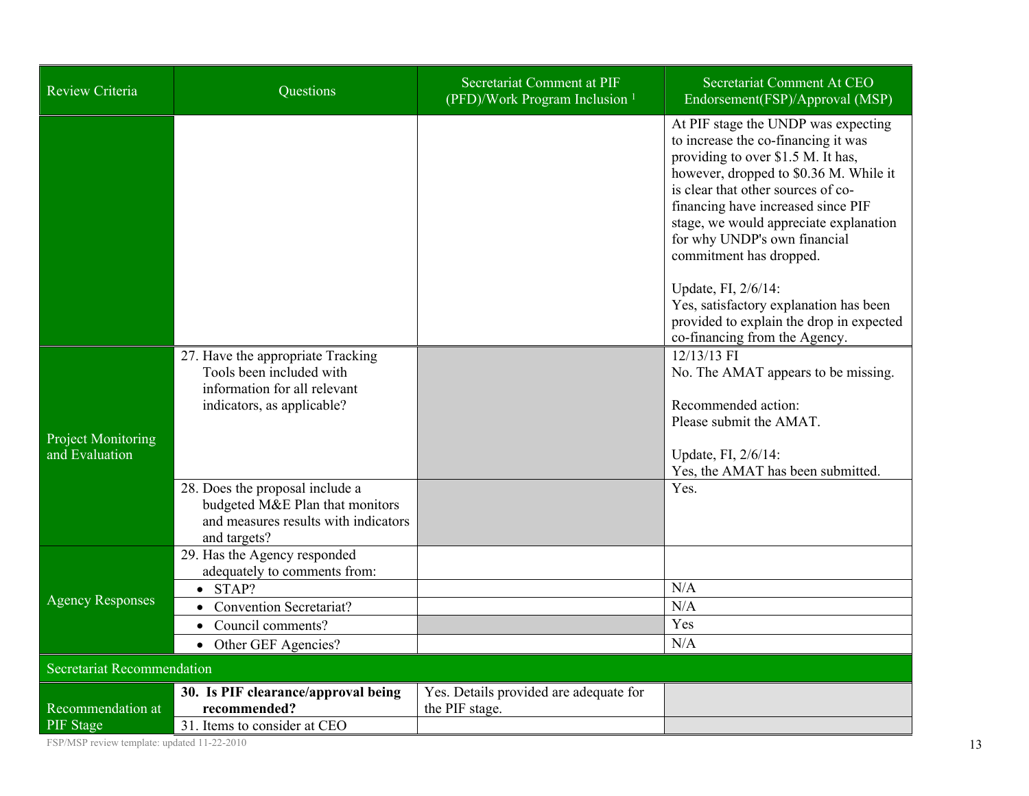| Review Criteria | Questions | Secretariat Comment at PIF (PFD)/Work Program Inclusion [1] | Secretariat Comment At CEO Endorsement(FSP)/Approval (MSP) |
|---|---|---|---|
| | | | At PIF stage the UNDP was expecting to increase the co-financing it was providing to over \$1.5 M. It has, however, dropped to \$0.36 M. While it is clear that other sources of co-financing have increased since PIF stage, we would appreciate explanation for why UNDP's own financial commitment has dropped.<br><br>Update, FI, 2/6/14:<br>Yes, satisfactory explanation has been provided to explain the drop in expected co-financing from the Agency. |
| Project Monitoring and Evaluation | 27. Have the appropriate Tracking Tools been included with information for all relevant indicators, as applicable? | | 12/13/13 FI<br>No. The AMAT appears to be missing.<br><br>Recommended action:<br>Please submit the AMAT.<br><br>Update, FI, 2/6/14:<br>Yes, the AMAT has been submitted. |
| | 28. Does the proposal include a budgeted M&E Plan that monitors and measures results with indicators and targets? | | Yes. |
| Agency Responses | 29. Has the Agency responded adequately to comments from: | | |
| | • STAP? | | N/A |
| | • Convention Secretariat? | | N/A |
| | • Council comments? | | Yes |
| | • Other GEF Agencies? | | N/A |
| Secretariat Recommendation | | | |
| Recommendation at PIF Stage | **30. Is PIF clearance/approval being recommended?** | Yes. Details provided are adequate for the PIF stage. | |
| | 31. Items to consider at CEO | | |

FSP/MSP review template: updated 11-22-2010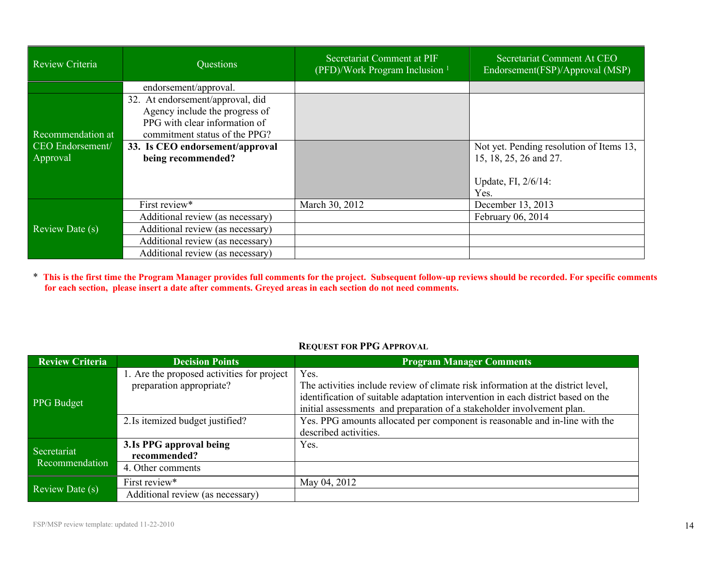| Review Criteria | Questions | Secretariat Comment at PIF (PFD)/Work Program Inclusion [1] | Secretariat Comment At CEO Endorsement(FSP)/Approval (MSP) |
|---|---|---|---|
| | endorsement/approval. | | |
| Recommendation at CEO Endorsement/ Approval | 32. At endorsement/approval, did Agency include the progress of PPG with clear information of commitment status of the PPG? | | |
| | **33. Is CEO endorsement/approval being recommended?** | | Not yet. Pending resolution of Items 13, 15, 18, 25, 26 and 27.<br><br>Update, FI, 2/6/14:<br>Yes. |
| Review Date (s) | First review* | March 30, 2012 | December 13, 2013 |
| | Additional review (as necessary) | | February 06, 2014 |
| | Additional review (as necessary) | | |
| | Additional review (as necessary) | | |
| | Additional review (as necessary) | | |

\* **This is the first time the Program Manager provides full comments for the project. Subsequent follow-up reviews should be recorded. For specific comments for each section, please insert a date after comments. Greyed areas in each section do not need comments.**

### REQUEST FOR PPG APPROVAL

| Review Criteria | Decision Points | Program Manager Comments |
|---|---|---|
| PPG Budget | 1. Are the proposed activities for project preparation appropriate? | Yes.<br>The activities include review of climate risk information at the district level, identification of suitable adaptation intervention in each district based on the initial assessments and preparation of a stakeholder involvement plan. |
| | 2.Is itemized budget justified? | Yes. PPG amounts allocated per component is reasonable and in-line with the described activities. |
| Secretariat Recommendation | **3.Is PPG approval being recommended?** | Yes. |
| | 4. Other comments | |
| Review Date (s) | First review* | May 04, 2012 |
| | Additional review (as necessary) | |

FSP/MSP review template: updated 11-22-2010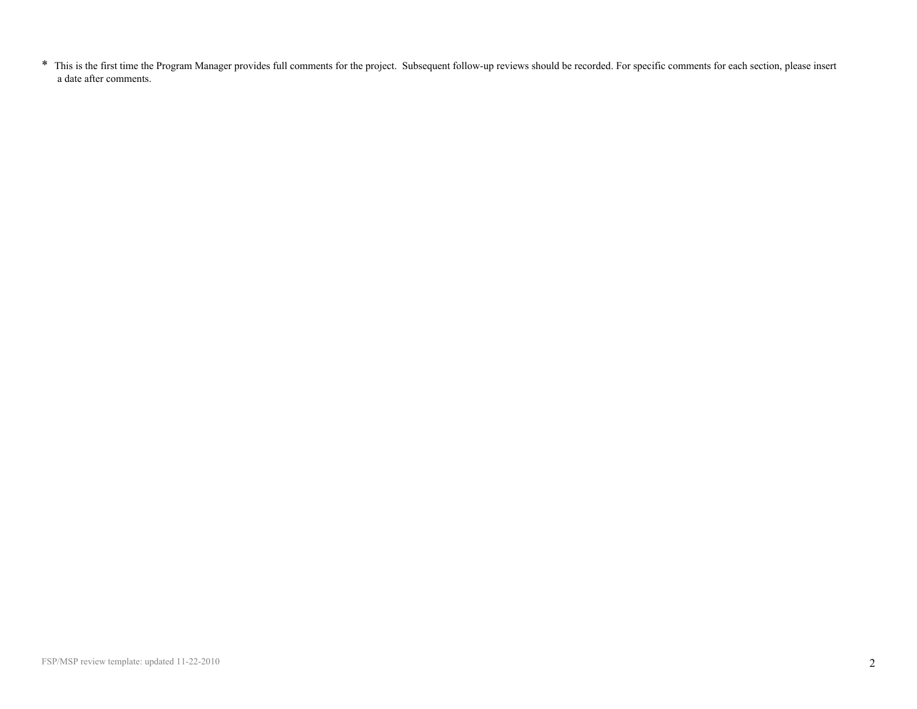* This is the first time the Program Manager provides full comments for the project. Subsequent follow-up reviews should be recorded. For specific comments for each section, please insert a date after comments.